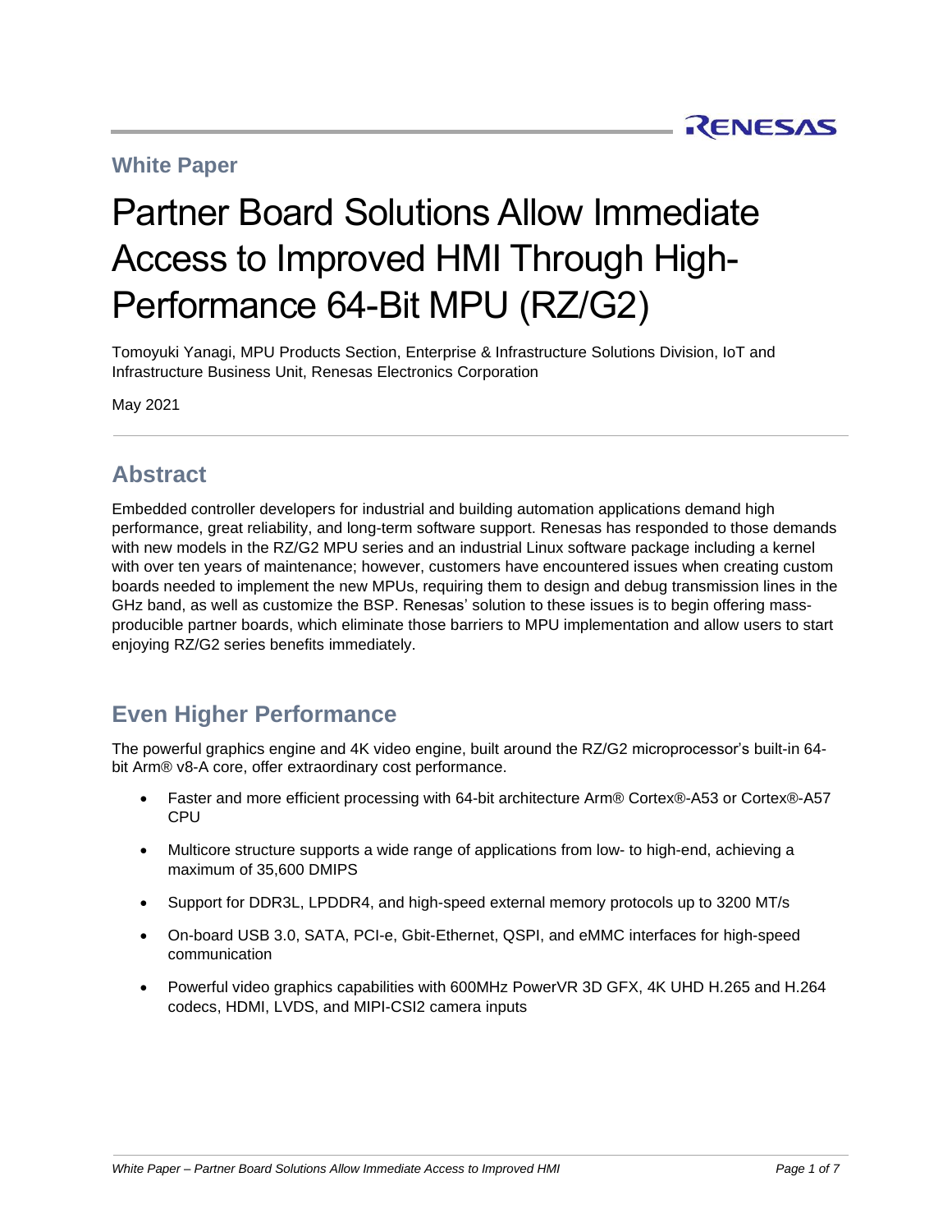**White Paper**

# Partner Board Solutions Allow Immediate Access to Improved HMI Through High-Performance 64-Bit MPU (RZ/G2)

Tomoyuki Yanagi, MPU Products Section, Enterprise & Infrastructure Solutions Division, IoT and Infrastructure Business Unit, Renesas Electronics Corporation

May 2021

## Abstract

Embedded controller developers for industrial and building automation applications demand high performance, great reliability, and long-term software support. Renesas has responded to those demands with new models in the RZ/G2 MPU series and an industrial Linux software package including a kernel with over ten years of maintenance; however, customers have encountered issues when creating custom boards needed to implement the new MPUs, requiring them to design and debug transmission lines in the GHz band, as well as customize the BSP. Renesas' solution to these issues is to begin offering mass-producible partner boards, which eliminate those barriers to MPU implementation and allow users to start enjoying RZ/G2 series benefits immediately.

## Even Higher Performance

The powerful graphics engine and 4K video engine, built around the RZ/G2 microprocessor's built-in 64-bit Arm® v8-A core, offer extraordinary cost performance.

- Faster and more efficient processing with 64-bit architecture Arm® Cortex®-A53 or Cortex®-A57 CPU
- Multicore structure supports a wide range of applications from low- to high-end, achieving a maximum of 35,600 DMIPS
- Support for DDR3L, LPDDR4, and high-speed external memory protocols up to 3200 MT/s
- On-board USB 3.0, SATA, PCI-e, Gbit-Ethernet, QSPI, and eMMC interfaces for high-speed communication
- Powerful video graphics capabilities with 600MHz PowerVR 3D GFX, 4K UHD H.265 and H.264 codecs, HDMI, LVDS, and MIPI-CSI2 camera inputs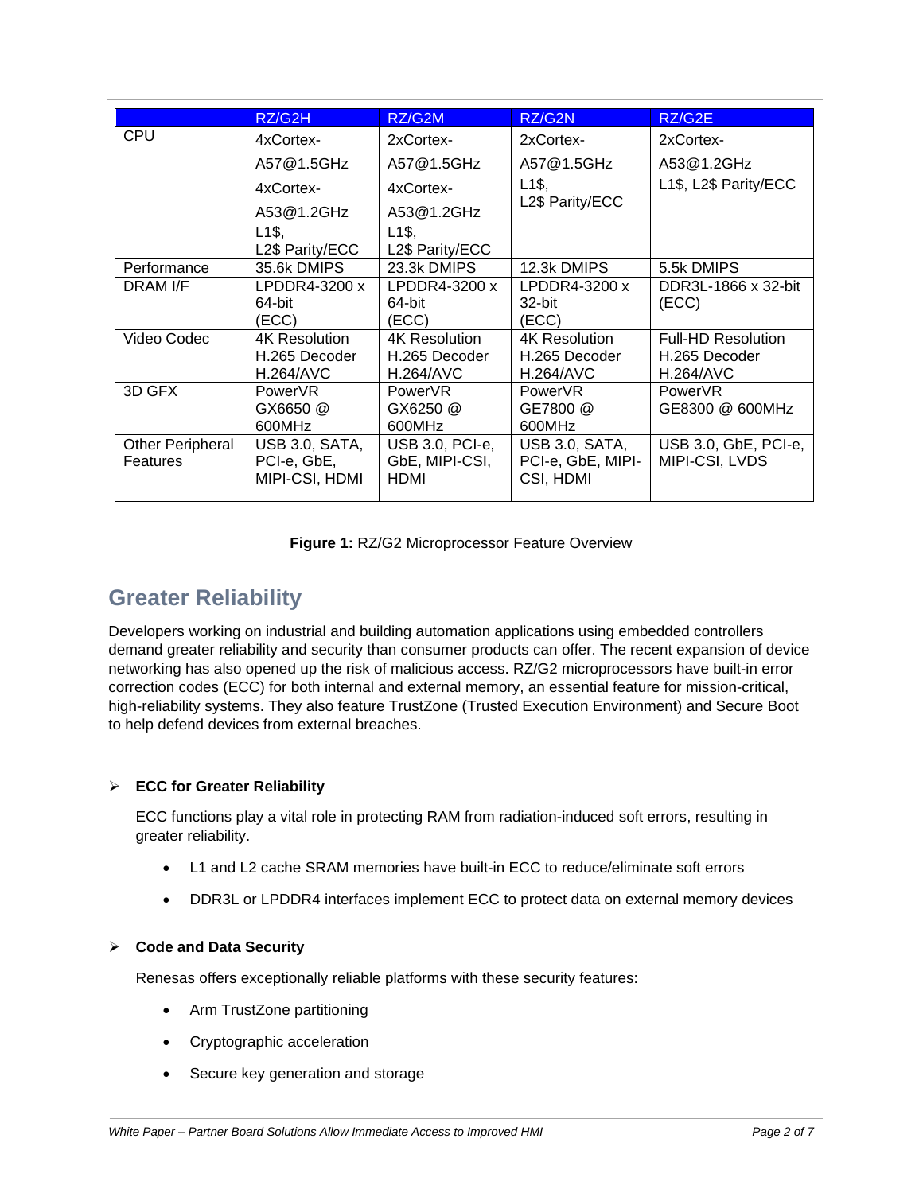| | RZ/G2H | RZ/G2M | RZ/G2N | RZ/G2E |
|---|---|---|---|---|
| CPU | 4xCortex-A57@1.5GHz 4xCortex-A53@1.2GHz L1$, L2$ Parity/ECC | 2xCortex-A57@1.5GHz 4xCortex-A53@1.2GHz L1$, L2$ Parity/ECC | 2xCortex-A57@1.5GHz L1$, L2$ Parity/ECC | 2xCortex-A53@1.2GHz L1$, L2$ Parity/ECC |
| Performance | 35.6k DMIPS | 23.3k DMIPS | 12.3k DMIPS | 5.5k DMIPS |
| DRAM I/F | LPDDR4-3200 x 64-bit (ECC) | LPDDR4-3200 x 64-bit (ECC) | LPDDR4-3200 x 32-bit (ECC) | DDR3L-1866 x 32-bit (ECC) |
| Video Codec | 4K Resolution H.265 Decoder H.264/AVC | 4K Resolution H.265 Decoder H.264/AVC | 4K Resolution H.265 Decoder H.264/AVC | Full-HD Resolution H.265 Decoder H.264/AVC |
| 3D GFX | PowerVR GX6650 @ 600MHz | PowerVR GX6250 @ 600MHz | PowerVR GE7800 @ 600MHz | PowerVR GE8300 @ 600MHz |
| Other Peripheral Features | USB 3.0, SATA, PCI-e, GbE, MIPI-CSI, HDMI | USB 3.0, PCI-e, GbE, MIPI-CSI, HDMI | USB 3.0, SATA, PCI-e, GbE, MIPI-CSI, HDMI | USB 3.0, GbE, PCI-e, MIPI-CSI, LVDS |

**Figure 1:** RZ/G2 Microprocessor Feature Overview

## Greater Reliability

Developers working on industrial and building automation applications using embedded controllers demand greater reliability and security than consumer products can offer. The recent expansion of device networking has also opened up the risk of malicious access. RZ/G2 microprocessors have built-in error correction codes (ECC) for both internal and external memory, an essential feature for mission-critical, high-reliability systems. They also feature TrustZone (Trusted Execution Environment) and Secure Boot to help defend devices from external breaches.

- **ECC for Greater Reliability**

  ECC functions play a vital role in protecting RAM from radiation-induced soft errors, resulting in greater reliability.

  - L1 and L2 cache SRAM memories have built-in ECC to reduce/eliminate soft errors
  - DDR3L or LPDDR4 interfaces implement ECC to protect data on external memory devices

- **Code and Data Security**

  Renesas offers exceptionally reliable platforms with these security features:

  - Arm TrustZone partitioning
  - Cryptographic acceleration
  - Secure key generation and storage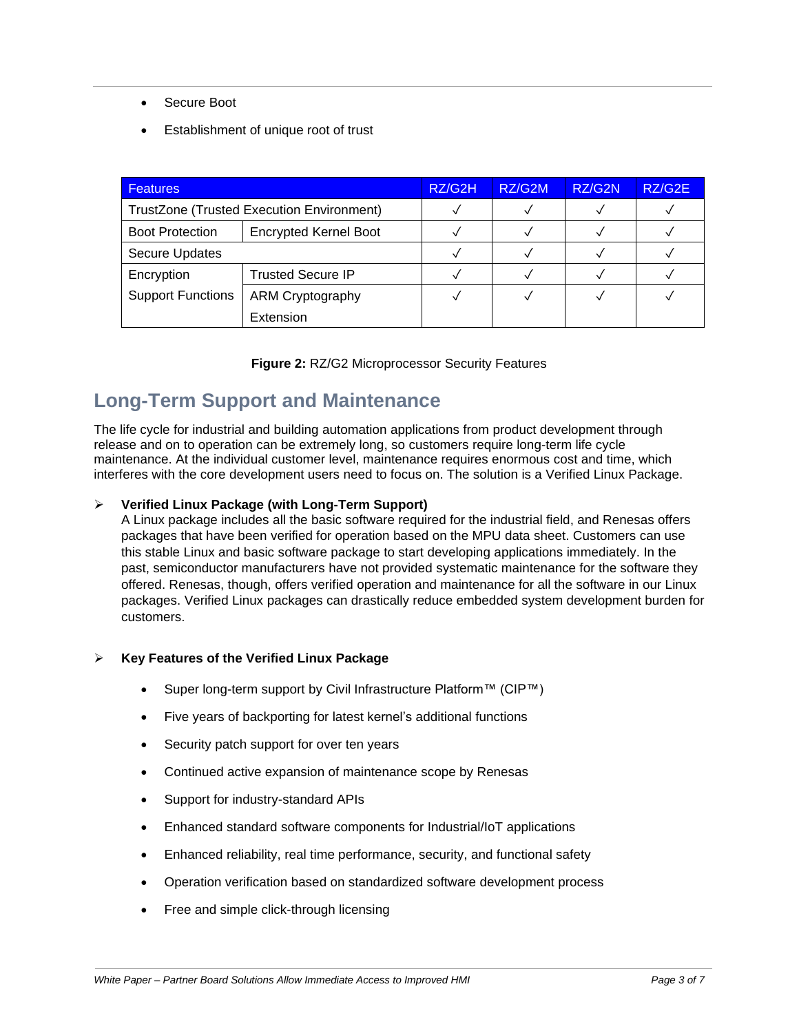- Secure Boot
- Establishment of unique root of trust

| Features | | RZ/G2H | RZ/G2M | RZ/G2N | RZ/G2E |
|---|---|---|---|---|---|
| TrustZone (Trusted Execution Environment) | | ✓ | ✓ | ✓ | ✓ |
| Boot Protection | Encrypted Kernel Boot | ✓ | ✓ | ✓ | ✓ |
| Secure Updates | | ✓ | ✓ | ✓ | ✓ |
| Encryption Support Functions | Trusted Secure IP | ✓ | ✓ | ✓ | ✓ |
| | ARM Cryptography Extension | ✓ | ✓ | ✓ | ✓ |

**Figure 2:** RZ/G2 Microprocessor Security Features

## Long-Term Support and Maintenance

The life cycle for industrial and building automation applications from product development through release and on to operation can be extremely long, so customers require long-term life cycle maintenance. At the individual customer level, maintenance requires enormous cost and time, which interferes with the core development users need to focus on. The solution is a Verified Linux Package.

- **Verified Linux Package (with Long-Term Support)**
  A Linux package includes all the basic software required for the industrial field, and Renesas offers packages that have been verified for operation based on the MPU data sheet. Customers can use this stable Linux and basic software package to start developing applications immediately. In the past, semiconductor manufacturers have not provided systematic maintenance for the software they offered. Renesas, though, offers verified operation and maintenance for all the software in our Linux packages. Verified Linux packages can drastically reduce embedded system development burden for customers.

- **Key Features of the Verified Linux Package**
  - Super long-term support by Civil Infrastructure Platform™ (CIP™)
  - Five years of backporting for latest kernel's additional functions
  - Security patch support for over ten years
  - Continued active expansion of maintenance scope by Renesas
  - Support for industry-standard APIs
  - Enhanced standard software components for Industrial/IoT applications
  - Enhanced reliability, real time performance, security, and functional safety
  - Operation verification based on standardized software development process
  - Free and simple click-through licensing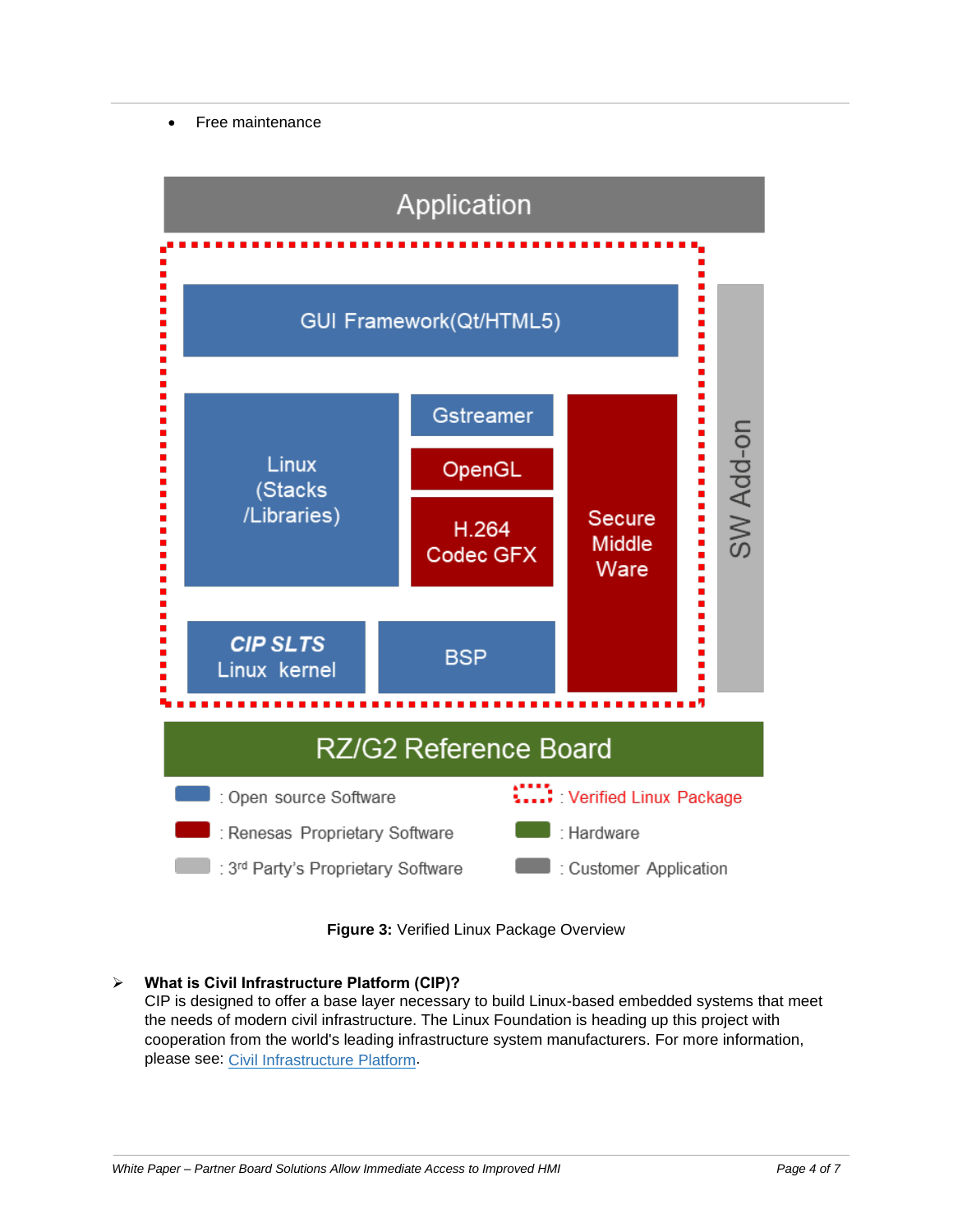- Free maintenance

**Figure 3:** Verified Linux Package Overview

➢ **What is Civil Infrastructure Platform (CIP)?**

CIP is designed to offer a base layer necessary to build Linux-based embedded systems that meet the needs of modern civil infrastructure. The Linux Foundation is heading up this project with cooperation from the world's leading infrastructure system manufacturers. For more information, please see: Civil Infrastructure Platform.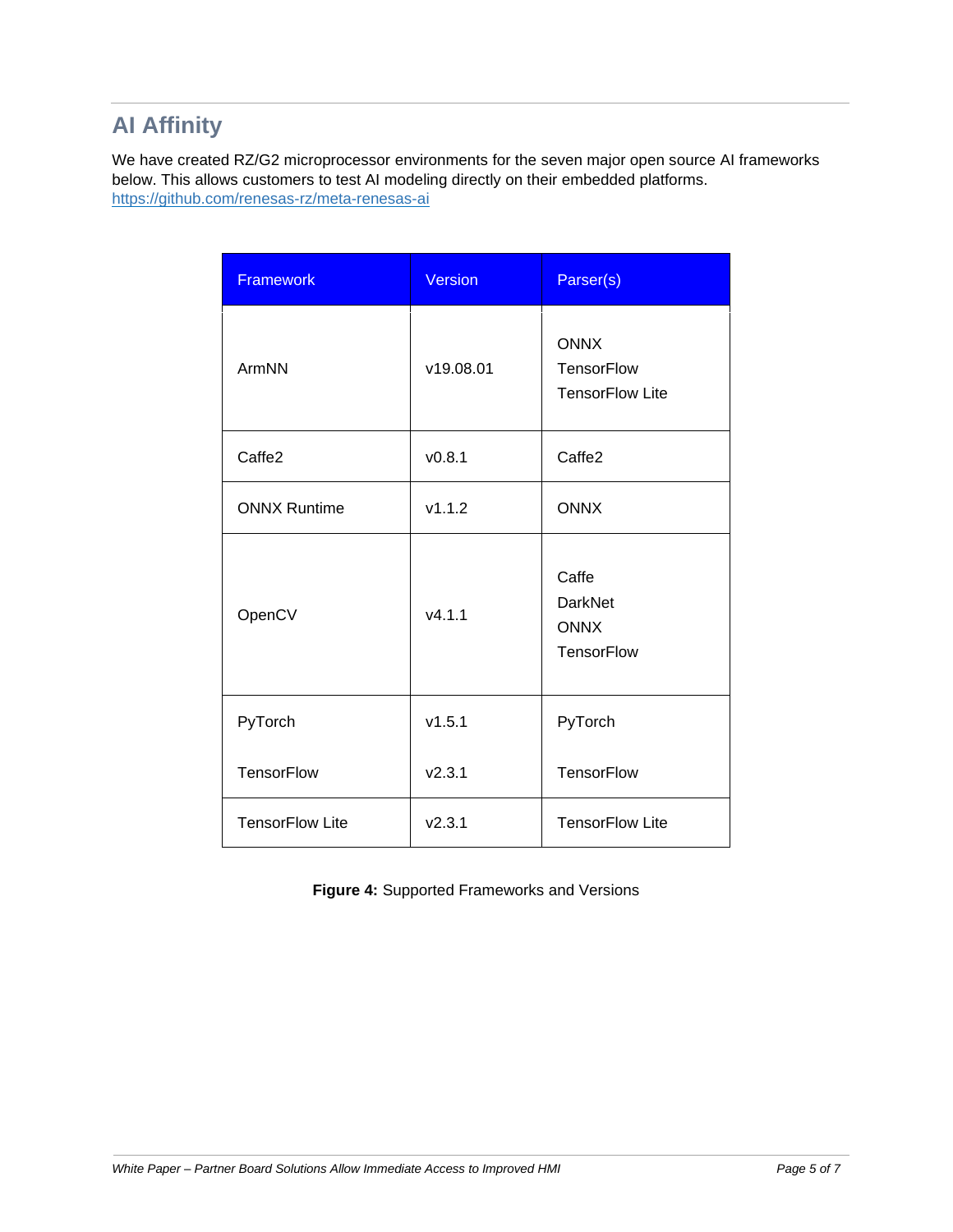## AI Affinity

We have created RZ/G2 microprocessor environments for the seven major open source AI frameworks below. This allows customers to test AI modeling directly on their embedded platforms.
https://github.com/renesas-rz/meta-renesas-ai

| Framework | Version | Parser(s) |
|---|---|---|
| ArmNN | v19.08.01 | ONNX<br>TensorFlow<br>TensorFlow Lite |
| Caffe2 | v0.8.1 | Caffe2 |
| ONNX Runtime | v1.1.2 | ONNX |
| OpenCV | v4.1.1 | Caffe<br>DarkNet<br>ONNX<br>TensorFlow |
| PyTorch<br><br>TensorFlow | v1.5.1<br><br>v2.3.1 | PyTorch<br><br>TensorFlow |
| TensorFlow Lite | v2.3.1 | TensorFlow Lite |

**Figure 4:** Supported Frameworks and Versions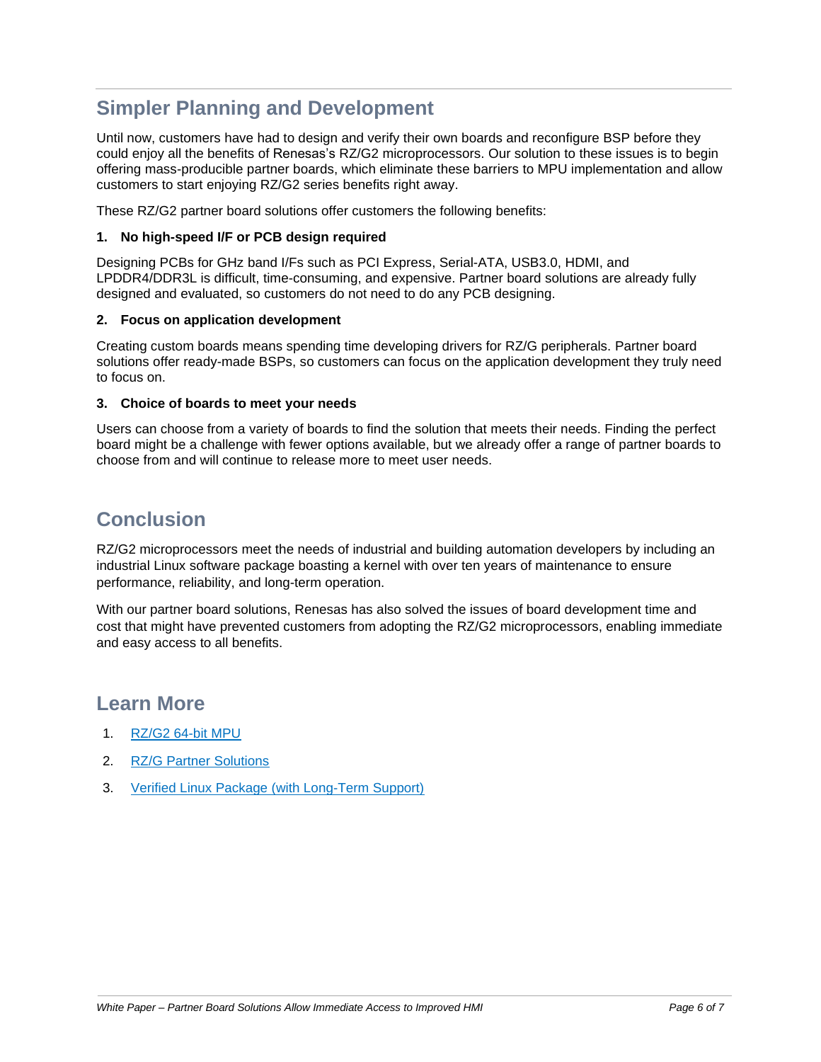## Simpler Planning and Development

Until now, customers have had to design and verify their own boards and reconfigure BSP before they could enjoy all the benefits of Renesas's RZ/G2 microprocessors. Our solution to these issues is to begin offering mass-producible partner boards, which eliminate these barriers to MPU implementation and allow customers to start enjoying RZ/G2 series benefits right away.

These RZ/G2 partner board solutions offer customers the following benefits:

**1. No high-speed I/F or PCB design required**

Designing PCBs for GHz band I/Fs such as PCI Express, Serial-ATA, USB3.0, HDMI, and LPDDR4/DDR3L is difficult, time-consuming, and expensive. Partner board solutions are already fully designed and evaluated, so customers do not need to do any PCB designing.

**2. Focus on application development**

Creating custom boards means spending time developing drivers for RZ/G peripherals. Partner board solutions offer ready-made BSPs, so customers can focus on the application development they truly need to focus on.

**3. Choice of boards to meet your needs**

Users can choose from a variety of boards to find the solution that meets their needs. Finding the perfect board might be a challenge with fewer options available, but we already offer a range of partner boards to choose from and will continue to release more to meet user needs.

## Conclusion

RZ/G2 microprocessors meet the needs of industrial and building automation developers by including an industrial Linux software package boasting a kernel with over ten years of maintenance to ensure performance, reliability, and long-term operation.

With our partner board solutions, Renesas has also solved the issues of board development time and cost that might have prevented customers from adopting the RZ/G2 microprocessors, enabling immediate and easy access to all benefits.

## Learn More

1. RZ/G2 64-bit MPU
2. RZ/G Partner Solutions
3. Verified Linux Package (with Long-Term Support)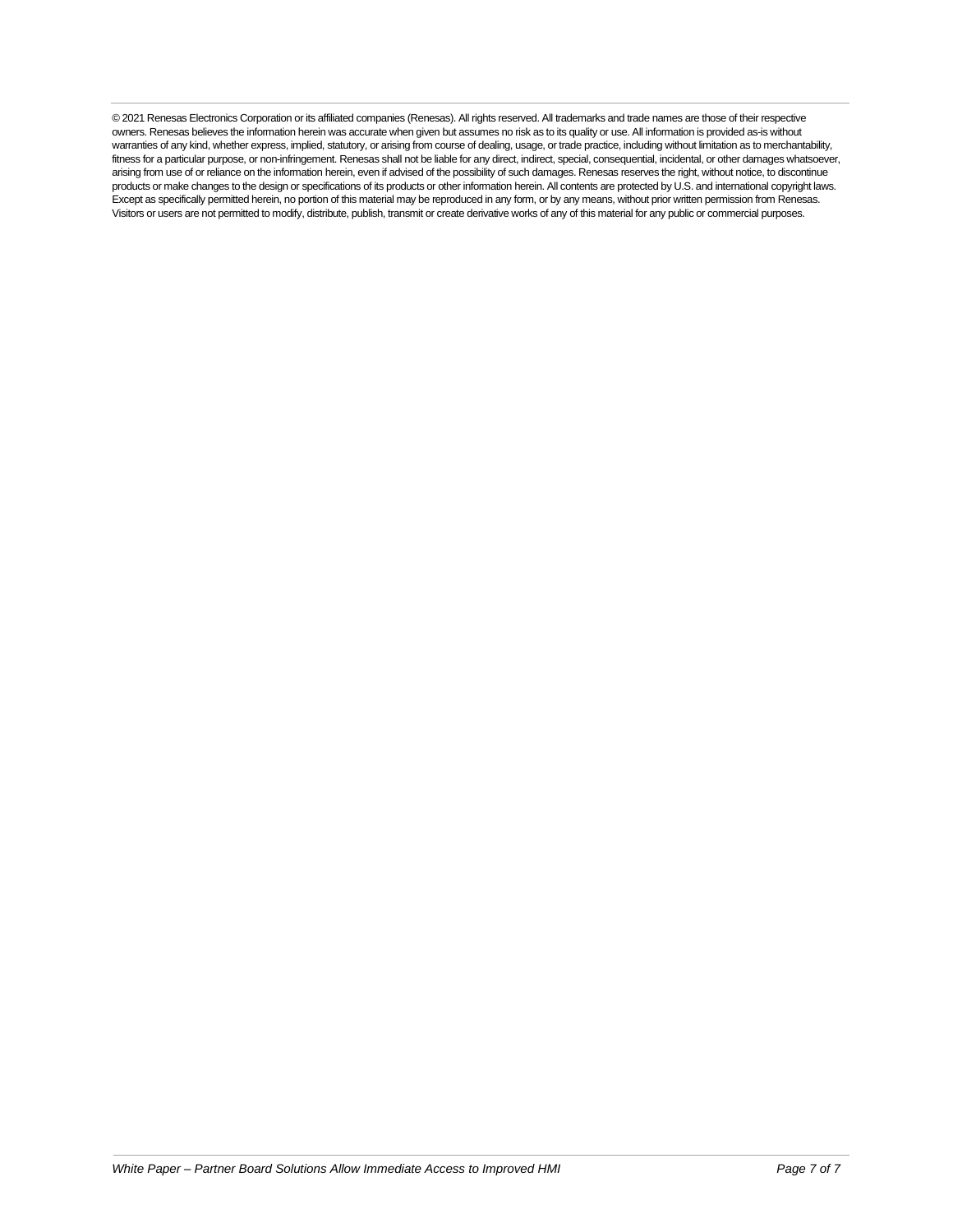© 2021 Renesas Electronics Corporation or its affiliated companies (Renesas). All rights reserved. All trademarks and trade names are those of their respective owners. Renesas believes the information herein was accurate when given but assumes no risk as to its quality or use. All information is provided as-is without warranties of any kind, whether express, implied, statutory, or arising from course of dealing, usage, or trade practice, including without limitation as to merchantability, fitness for a particular purpose, or non-infringement. Renesas shall not be liable for any direct, indirect, special, consequential, incidental, or other damages whatsoever, arising from use of or reliance on the information herein, even if advised of the possibility of such damages. Renesas reserves the right, without notice, to discontinue products or make changes to the design or specifications of its products or other information herein. All contents are protected by U.S. and international copyright laws. Except as specifically permitted herein, no portion of this material may be reproduced in any form, or by any means, without prior written permission from Renesas. Visitors or users are not permitted to modify, distribute, publish, transmit or create derivative works of any of this material for any public or commercial purposes.